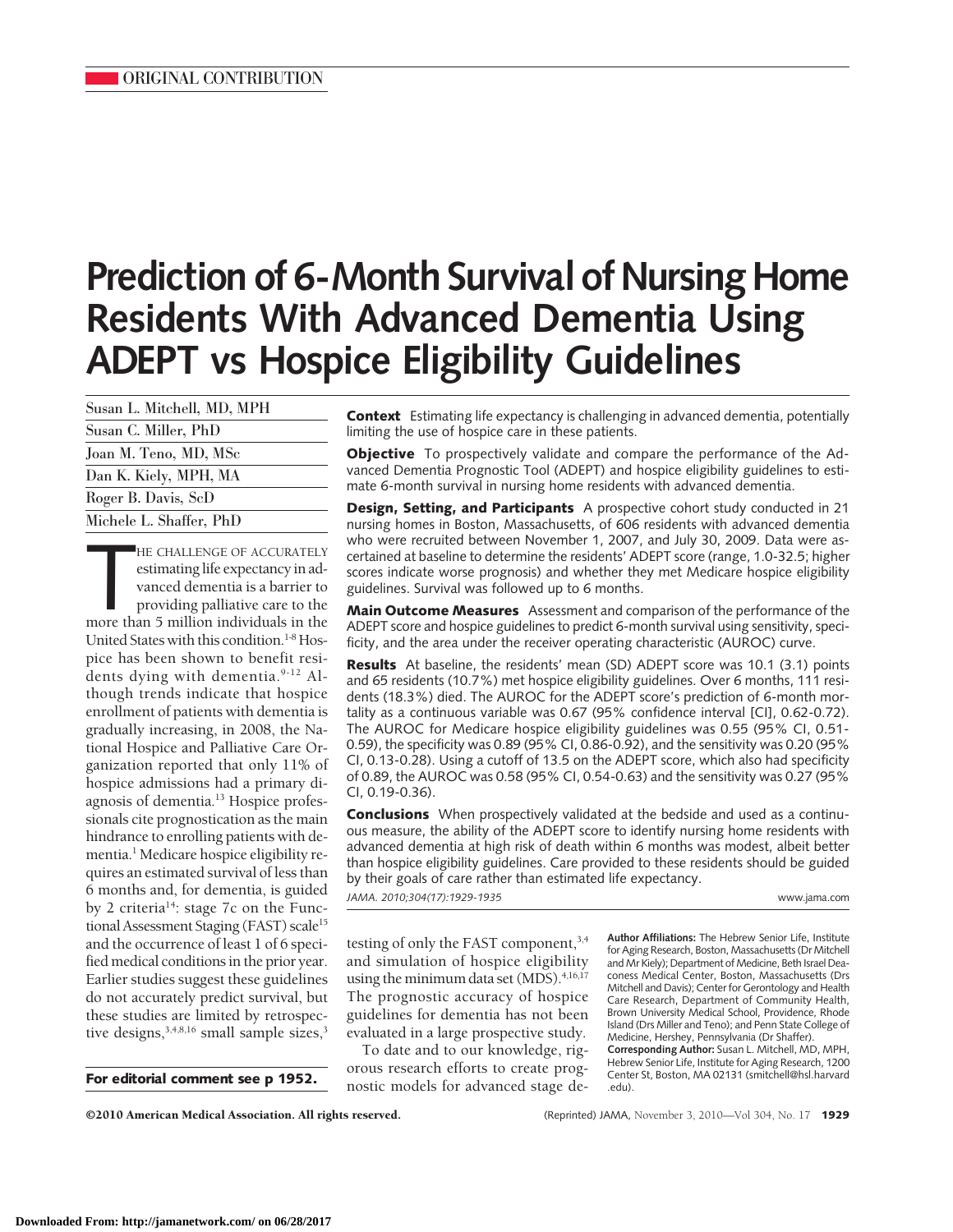ORIGINAL CONTRIBUTION

# Prediction of 6-Month Survival of Nursing Home Residents With Advanced Dementia Using ADEPT vs Hospice Eligibility Guidelines

Susan L. Mitchell, MD, MPH

Susan C. Miller, PhD

Joan M. Teno, MD, MSc

Dan K. Kiely, MPH, MA

Roger B. Davis, ScD

Michele L. Shaffer, PhD

**Context** Estimating life expectancy is challenging in advanced dementia, potentially limiting the use of hospice care in these patients.

**Objective** To prospectively validate and compare the performance of the Advanced Dementia Prognostic Tool (ADEPT) and hospice eligibility guidelines to estimate 6-month survival in nursing home residents with advanced dementia.

**Design, Setting, and Participants** A prospective cohort study conducted in 21 nursing homes in Boston, Massachusetts, of 606 residents with advanced dementia who were recruited between November 1, 2007, and July 30, 2009. Data were ascertained at baseline to determine the residents' ADEPT score (range, 1.0-32.5; higher scores indicate worse prognosis) and whether they met Medicare hospice eligibility guidelines. Survival was followed up to 6 months.

**Main Outcome Measures** Assessment and comparison of the performance of the ADEPT score and hospice guidelines to predict 6-month survival using sensitivity, specificity, and the area under the receiver operating characteristic (AUROC) curve.

**Results** At baseline, the residents' mean (SD) ADEPT score was 10.1 (3.1) points and 65 residents (10.7%) met hospice eligibility guidelines. Over 6 months, 111 residents (18.3%) died. The AUROC for the ADEPT score's prediction of 6-month mortality as a continuous variable was 0.67 (95% confidence interval [CI], 0.62-0.72). The AUROC for Medicare hospice eligibility guidelines was 0.55 (95% CI, 0.51-0.59), the specificity was 0.89 (95% CI, 0.86-0.92), and the sensitivity was 0.20 (95% CI, 0.13-0.28). Using a cutoff of 13.5 on the ADEPT score, which also had specificity of 0.89, the AUROC was 0.58 (95% CI, 0.54-0.63) and the sensitivity was 0.27 (95% CI, 0.19-0.36).

**Conclusions** When prospectively validated at the bedside and used as a continuous measure, the ability of the ADEPT score to identify nursing home residents with advanced dementia at high risk of death within 6 months was modest, albeit better than hospice eligibility guidelines. Care provided to these residents should be guided by their goals of care rather than estimated life expectancy.

*JAMA. 2010;304(17):1929-1935* www.jama.com

THE CHALLENGE OF ACCURATELY estimating life expectancy in advanced dementia is a barrier to providing palliative care to the more than 5 million individuals in the United States with this condition.[1-8] Hospice has been shown to benefit residents dying with dementia.[9-12] Although trends indicate that hospice enrollment of patients with dementia is gradually increasing, in 2008, the National Hospice and Palliative Care Organization reported that only 11% of hospice admissions had a primary diagnosis of dementia.[13] Hospice professionals cite prognostication as the main hindrance to enrolling patients with dementia.[1] Medicare hospice eligibility requires an estimated survival of less than 6 months and, for dementia, is guided by 2 criteria[14]: stage 7c on the Functional Assessment Staging (FAST) scale[15] and the occurrence of least 1 of 6 specified medical conditions in the prior year. Earlier studies suggest these guidelines do not accurately predict survival, but these studies are limited by retrospective designs,[3,4,8,16] small sample sizes,[3] testing of only the FAST component,[3,4] and simulation of hospice eligibility using the minimum data set (MDS).[4,16,17] The prognostic accuracy of hospice guidelines for dementia has not been evaluated in a large prospective study.

To date and to our knowledge, rigorous research efforts to create prognostic models for advanced stage de-

**For editorial comment see p 1952.**

**Author Affiliations:** The Hebrew Senior Life, Institute for Aging Research, Boston, Massachusetts (Dr Mitchell and Mr Kiely); Department of Medicine, Beth Israel Deaconess Medical Center, Boston, Massachusetts (Drs Mitchell and Davis); Center for Gerontology and Health Care Research, Department of Community Health, Brown University Medical School, Providence, Rhode Island (Drs Miller and Teno); and Penn State College of Medicine, Hershey, Pennsylvania (Dr Shaffer).

**Corresponding Author:** Susan L. Mitchell, MD, MPH, Hebrew Senior Life, Institute for Aging Research, 1200 Center St, Boston, MA 02131 (smitchell@hsl.harvard.edu).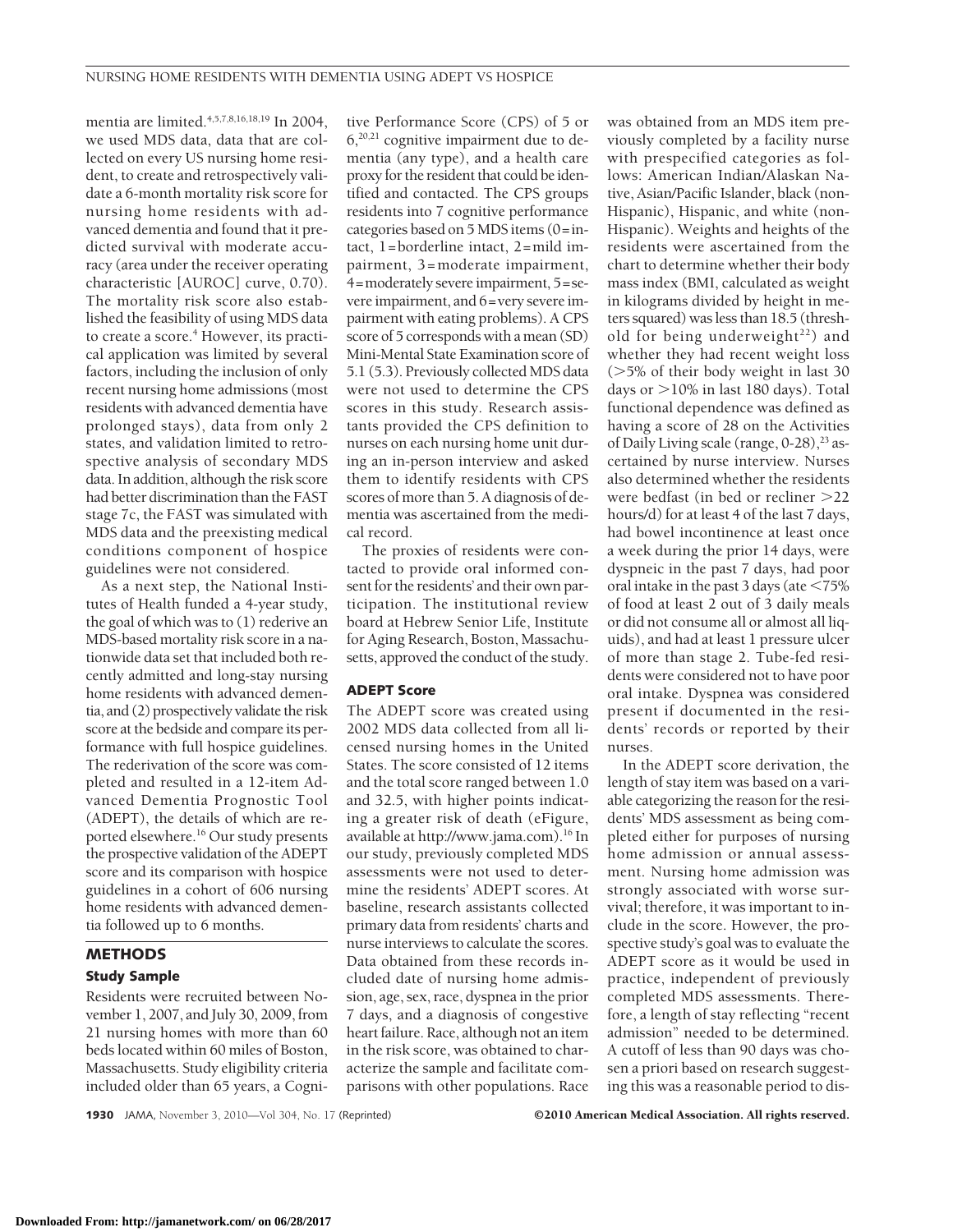mentia are limited.[4,5,7,8,16,18,19] In 2004, we used MDS data, data that are collected on every US nursing home resident, to create and retrospectively validate a 6-month mortality risk score for nursing home residents with advanced dementia and found that it predicted survival with moderate accuracy (area under the receiver operating characteristic [AUROC] curve, 0.70). The mortality risk score also established the feasibility of using MDS data to create a score.[4] However, its practical application was limited by several factors, including the inclusion of only recent nursing home admissions (most residents with advanced dementia have prolonged stays), data from only 2 states, and validation limited to retrospective analysis of secondary MDS data. In addition, although the risk score had better discrimination than the FAST stage 7c, the FAST was simulated with MDS data and the preexisting medical conditions component of hospice guidelines were not considered.

As a next step, the National Institutes of Health funded a 4-year study, the goal of which was to (1) rederive an MDS-based mortality risk score in a nationwide data set that included both recently admitted and long-stay nursing home residents with advanced dementia, and (2) prospectively validate the risk score at the bedside and compare its performance with full hospice guidelines. The rederivation of the score was completed and resulted in a 12-item Advanced Dementia Prognostic Tool (ADEPT), the details of which are reported elsewhere.[16] Our study presents the prospective validation of the ADEPT score and its comparison with hospice guidelines in a cohort of 606 nursing home residents with advanced dementia followed up to 6 months.

## METHODS

### Study Sample

Residents were recruited between November 1, 2007, and July 30, 2009, from 21 nursing homes with more than 60 beds located within 60 miles of Boston, Massachusetts. Study eligibility criteria included older than 65 years, a Cognitive Performance Score (CPS) of 5 or 6,[20,21] cognitive impairment due to dementia (any type), and a health care proxy for the resident that could be identified and contacted. The CPS groups residents into 7 cognitive performance categories based on 5 MDS items (0 = intact, 1 = borderline intact, 2 = mild impairment, 3 = moderate impairment, 4 = moderately severe impairment, 5 = severe impairment, and 6 = very severe impairment with eating problems). A CPS score of 5 corresponds with a mean (SD) Mini-Mental State Examination score of 5.1 (5.3). Previously collected MDS data were not used to determine the CPS scores in this study. Research assistants provided the CPS definition to nurses on each nursing home unit during an in-person interview and asked them to identify residents with CPS scores of more than 5. A diagnosis of dementia was ascertained from the medical record.

The proxies of residents were contacted to provide oral informed consent for the residents' and their own participation. The institutional review board at Hebrew Senior Life, Institute for Aging Research, Boston, Massachusetts, approved the conduct of the study.

### ADEPT Score

The ADEPT score was created using 2002 MDS data collected from all licensed nursing homes in the United States. The score consisted of 12 items and the total score ranged between 1.0 and 32.5, with higher points indicating a greater risk of death (eFigure, available at http://www.jama.com).[16] In our study, previously completed MDS assessments were not used to determine the residents' ADEPT scores. At baseline, research assistants collected primary data from residents' charts and nurse interviews to calculate the scores. Data obtained from these records included date of nursing home admission, age, sex, race, dyspnea in the prior 7 days, and a diagnosis of congestive heart failure. Race, although not an item in the risk score, was obtained to characterize the sample and facilitate comparisons with other populations. Race was obtained from an MDS item previously completed by a facility nurse with prespecified categories as follows: American Indian/Alaskan Native, Asian/Pacific Islander, black (non-Hispanic), Hispanic, and white (non-Hispanic). Weights and heights of the residents were ascertained from the chart to determine whether their body mass index (BMI, calculated as weight in kilograms divided by height in meters squared) was less than 18.5 (threshold for being underweight[22]) and whether they had recent weight loss (>5% of their body weight in last 30 days or >10% in last 180 days). Total functional dependence was defined as having a score of 28 on the Activities of Daily Living scale (range, 0-28),[23] ascertained by nurse interview. Nurses also determined whether the residents were bedfast (in bed or recliner >22 hours/d) for at least 4 of the last 7 days, had bowel incontinence at least once a week during the prior 14 days, were dyspneic in the past 7 days, had poor oral intake in the past 3 days (ate <75% of food at least 2 out of 3 daily meals or did not consume all or almost all liquids), and had at least 1 pressure ulcer of more than stage 2. Tube-fed residents were considered not to have poor oral intake. Dyspnea was considered present if documented in the residents' records or reported by their nurses.

In the ADEPT score derivation, the length of stay item was based on a variable categorizing the reason for the residents' MDS assessment as being completed either for purposes of nursing home admission or annual assessment. Nursing home admission was strongly associated with worse survival; therefore, it was important to include in the score. However, the prospective study's goal was to evaluate the ADEPT score as it would be used in practice, independent of previously completed MDS assessments. Therefore, a length of stay reflecting "recent admission" needed to be determined. A cutoff of less than 90 days was chosen a priori based on research suggesting this was a reasonable period to dis-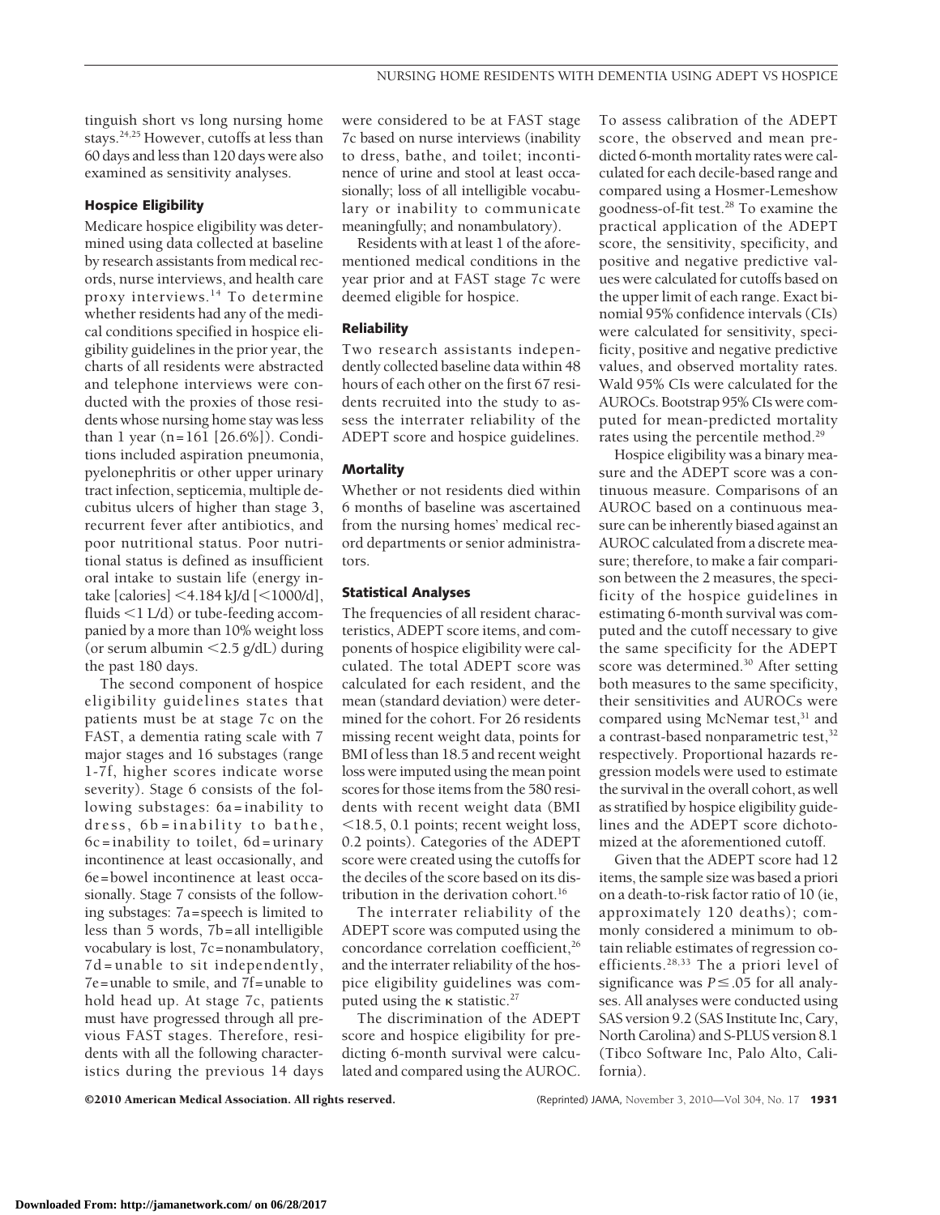tinguish short vs long nursing home stays.[24,25] However, cutoffs at less than 60 days and less than 120 days were also examined as sensitivity analyses.

### Hospice Eligibility

Medicare hospice eligibility was determined using data collected at baseline by research assistants from medical records, nurse interviews, and health care proxy interviews.[14] To determine whether residents had any of the medical conditions specified in hospice eligibility guidelines in the prior year, the charts of all residents were abstracted and telephone interviews were conducted with the proxies of those residents whose nursing home stay was less than 1 year (n=161 [26.6%]). Conditions included aspiration pneumonia, pyelonephritis or other upper urinary tract infection, septicemia, multiple decubitus ulcers of higher than stage 3, recurrent fever after antibiotics, and poor nutritional status. Poor nutritional status is defined as insufficient oral intake to sustain life (energy intake [calories] <4.184 kJ/d [<1000/d], fluids <1 L/d) or tube-feeding accompanied by a more than 10% weight loss (or serum albumin <2.5 g/dL) during the past 180 days.

The second component of hospice eligibility guidelines states that patients must be at stage 7c on the FAST, a dementia rating scale with 7 major stages and 16 substages (range 1-7f, higher scores indicate worse severity). Stage 6 consists of the following substages: 6a=inability to dress, 6b=inability to bathe, 6c=inability to toilet, 6d=urinary incontinence at least occasionally, and 6e=bowel incontinence at least occasionally. Stage 7 consists of the following substages: 7a=speech is limited to less than 5 words, 7b=all intelligible vocabulary is lost, 7c=nonambulatory, 7d=unable to sit independently, 7e=unable to smile, and 7f=unable to hold head up. At stage 7c, patients must have progressed through all previous FAST stages. Therefore, residents with all the following characteristics during the previous 14 days were considered to be at FAST stage 7c based on nurse interviews (inability to dress, bathe, and toilet; incontinence of urine and stool at least occasionally; loss of all intelligible vocabulary or inability to communicate meaningfully; and nonambulatory).

Residents with at least 1 of the aforementioned medical conditions in the year prior and at FAST stage 7c were deemed eligible for hospice.

### Reliability

Two research assistants independently collected baseline data within 48 hours of each other on the first 67 residents recruited into the study to assess the interrater reliability of the ADEPT score and hospice guidelines.

### Mortality

Whether or not residents died within 6 months of baseline was ascertained from the nursing homes' medical record departments or senior administrators.

### Statistical Analyses

The frequencies of all resident characteristics, ADEPT score items, and components of hospice eligibility were calculated. The total ADEPT score was calculated for each resident, and the mean (standard deviation) were determined for the cohort. For 26 residents missing recent weight data, points for BMI of less than 18.5 and recent weight loss were imputed using the mean point scores for those items from the 580 residents with recent weight data (BMI <18.5, 0.1 points; recent weight loss, 0.2 points). Categories of the ADEPT score were created using the cutoffs for the deciles of the score based on its distribution in the derivation cohort.[16]

The interrater reliability of the ADEPT score was computed using the concordance correlation coefficient,[26] and the interrater reliability of the hospice eligibility guidelines was computed using the $\kappa$ statistic.[27]

The discrimination of the ADEPT score and hospice eligibility for predicting 6-month survival were calculated and compared using the AUROC. To assess calibration of the ADEPT score, the observed and mean predicted 6-month mortality rates were calculated for each decile-based range and compared using a Hosmer-Lemeshow goodness-of-fit test.[28] To examine the practical application of the ADEPT score, the sensitivity, specificity, and positive and negative predictive values were calculated for cutoffs based on the upper limit of each range. Exact binomial 95% confidence intervals (CIs) were calculated for sensitivity, specificity, positive and negative predictive values, and observed mortality rates. Wald 95% CIs were calculated for the AUROCs. Bootstrap 95% CIs were computed for mean-predicted mortality rates using the percentile method.[29]

Hospice eligibility was a binary measure and the ADEPT score was a continuous measure. Comparisons of an AUROC based on a continuous measure can be inherently biased against an AUROC calculated from a discrete measure; therefore, to make a fair comparison between the 2 measures, the specificity of the hospice guidelines in estimating 6-month survival was computed and the cutoff necessary to give the same specificity for the ADEPT score was determined.[30] After setting both measures to the same specificity, their sensitivities and AUROCs were compared using McNemar test,[31] and a contrast-based nonparametric test,[32] respectively. Proportional hazards regression models were used to estimate the survival in the overall cohort, as well as stratified by hospice eligibility guidelines and the ADEPT score dichotomized at the aforementioned cutoff.

Given that the ADEPT score had 12 items, the sample size was based a priori on a death-to-risk factor ratio of 10 (ie, approximately 120 deaths); commonly considered a minimum to obtain reliable estimates of regression coefficients.[28,33] The a priori level of significance was $P \leq .05$ for all analyses. All analyses were conducted using SAS version 9.2 (SAS Institute Inc, Cary, North Carolina) and S-PLUS version 8.1 (Tibco Software Inc, Palo Alto, California).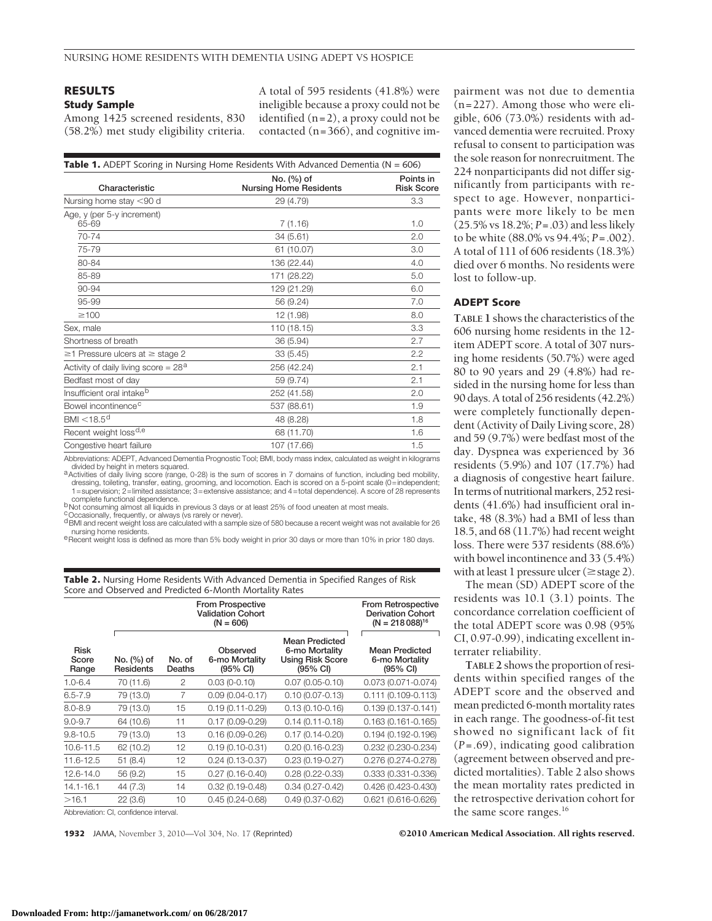## RESULTS

### Study Sample

Among 1425 screened residents, 830 (58.2%) met study eligibility criteria. A total of 595 residents (41.8%) were ineligible because a proxy could not be identified (n=2), a proxy could not be contacted (n=366), and cognitive impairment was not due to dementia (n=227). Among those who were eligible, 606 (73.0%) residents with advanced dementia were recruited. Proxy refusal to consent to participation was the sole reason for nonrecruitment. The 224 nonparticipants did not differ significantly from participants with respect to age. However, nonparticipants were more likely to be men (25.5% vs 18.2%; $P=.03$) and less likely to be white (88.0% vs 94.4%; $P=.002$). A total of 111 of 606 residents (18.3%) died over 6 months. No residents were lost to follow-up.

**Table 1.** ADEPT Scoring in Nursing Home Residents With Advanced Dementia (N = 606)

| Characteristic | No. (%) of Nursing Home Residents | Points in Risk Score |
|---|---|---|
| Nursing home stay <90 d | 29 (4.79) | 3.3 |
| Age, y (per 5-y increment) | | |
| 65-69 | 7 (1.16) | 1.0 |
| 70-74 | 34 (5.61) | 2.0 |
| 75-79 | 61 (10.07) | 3.0 |
| 80-84 | 136 (22.44) | 4.0 |
| 85-89 | 171 (28.22) | 5.0 |
| 90-94 | 129 (21.29) | 6.0 |
| 95-99 | 56 (9.24) | 7.0 |
| ≥100 | 12 (1.98) | 8.0 |
| Sex, male | 110 (18.15) | 3.3 |
| Shortness of breath | 36 (5.94) | 2.7 |
| ≥1 Pressure ulcers at ≥ stage 2 | 33 (5.45) | 2.2 |
| Activity of daily living score = 28[a] | 256 (42.24) | 2.1 |
| Bedfast most of day | 59 (9.74) | 2.1 |
| Insufficient oral intake[b] | 252 (41.58) | 2.0 |
| Bowel incontinence[c] | 537 (88.61) | 1.9 |
| BMI <18.5[d] | 48 (8.28) | 1.8 |
| Recent weight loss[d,e] | 68 (11.70) | 1.6 |
| Congestive heart failure | 107 (17.66) | 1.5 |

Abbreviations: ADEPT, Advanced Dementia Prognostic Tool; BMI, body mass index, calculated as weight in kilograms divided by height in meters squared.

[a] Activities of daily living score (range, 0-28) is the sum of scores in 7 domains of function, including bed mobility, dressing, toileting, transfer, eating, grooming, and locomotion. Each is scored on a 5-point scale (0=independent; 1=supervision; 2=limited assistance; 3=extensive assistance; and 4=total dependence). A score of 28 represents complete functional dependence.

[b] Not consuming almost all liquids in previous 3 days or at least 25% of food uneaten at most meals.

[c] Occasionally, frequently, or always (vs rarely or never).

[d] BMI and recent weight loss are calculated with a sample size of 580 because a recent weight was not available for 26 nursing home residents.

[e] Recent weight loss is defined as more than 5% body weight in prior 30 days or more than 10% in prior 180 days.

### ADEPT Score

**TABLE 1** shows the characteristics of the 606 nursing home residents in the 12-item ADEPT score. A total of 307 nursing home residents (50.7%) were aged 80 to 90 years and 29 (4.8%) had resided in the nursing home for less than 90 days. A total of 256 residents (42.2%) were completely functionally dependent (Activity of Daily Living score, 28) and 59 (9.7%) were bedfast most of the day. Dyspnea was experienced by 36 residents (5.9%) and 107 (17.7%) had a diagnosis of congestive heart failure. In terms of nutritional markers, 252 residents (41.6%) had insufficient oral intake, 48 (8.3%) had a BMI of less than 18.5, and 68 (11.7%) had recent weight loss. There were 537 residents (88.6%) with bowel incontinence and 33 (5.4%) with at least 1 pressure ulcer (≥stage 2).

The mean (SD) ADEPT score of the residents was 10.1 (3.1) points. The concordance correlation coefficient of the total ADEPT score was 0.98 (95% CI, 0.97-0.99), indicating excellent interrater reliability.

**TABLE 2** shows the proportion of residents within specified ranges of the ADEPT score and the observed and mean predicted 6-month mortality rates in each range. The goodness-of-fit test showed no significant lack of fit ($P=.69$), indicating good calibration (agreement between observed and predicted mortalities). Table 2 also shows the mean mortality rates predicted in the retrospective derivation cohort for the same score ranges.[16]

**Table 2.** Nursing Home Residents With Advanced Dementia in Specified Ranges of Risk Score and Observed and Predicted 6-Month Mortality Rates

| | From Prospective Validation Cohort (N = 606) | | | | From Retrospective Derivation Cohort (N = 218 088)[16] |
|---|---|---|---|---|---|
| Risk Score Range | No. (%) of Residents | No. of Deaths | Observed 6-mo Mortality (95% CI) | Mean Predicted 6-mo Mortality Using Risk Score (95% CI) | Mean Predicted 6-mo Mortality (95% CI) |
| 1.0-6.4 | 70 (11.6) | 2 | 0.03 (0-0.10) | 0.07 (0.05-0.10) | 0.073 (0.071-0.074) |
| 6.5-7.9 | 79 (13.0) | 7 | 0.09 (0.04-0.17) | 0.10 (0.07-0.13) | 0.111 (0.109-0.113) |
| 8.0-8.9 | 79 (13.0) | 15 | 0.19 (0.11-0.29) | 0.13 (0.10-0.16) | 0.139 (0.137-0.141) |
| 9.0-9.7 | 64 (10.6) | 11 | 0.17 (0.09-0.29) | 0.14 (0.11-0.18) | 0.163 (0.161-0.165) |
| 9.8-10.5 | 79 (13.0) | 13 | 0.16 (0.09-0.26) | 0.17 (0.14-0.20) | 0.194 (0.192-0.196) |
| 10.6-11.5 | 62 (10.2) | 12 | 0.19 (0.10-0.31) | 0.20 (0.16-0.23) | 0.232 (0.230-0.234) |
| 11.6-12.5 | 51 (8.4) | 12 | 0.24 (0.13-0.37) | 0.23 (0.19-0.27) | 0.276 (0.274-0.278) |
| 12.6-14.0 | 56 (9.2) | 15 | 0.27 (0.16-0.40) | 0.28 (0.22-0.33) | 0.333 (0.331-0.336) |
| 14.1-16.1 | 44 (7.3) | 14 | 0.32 (0.19-0.48) | 0.34 (0.27-0.42) | 0.426 (0.423-0.430) |
| >16.1 | 22 (3.6) | 10 | 0.45 (0.24-0.68) | 0.49 (0.37-0.62) | 0.621 (0.616-0.626) |

Abbreviation: CI, confidence interval.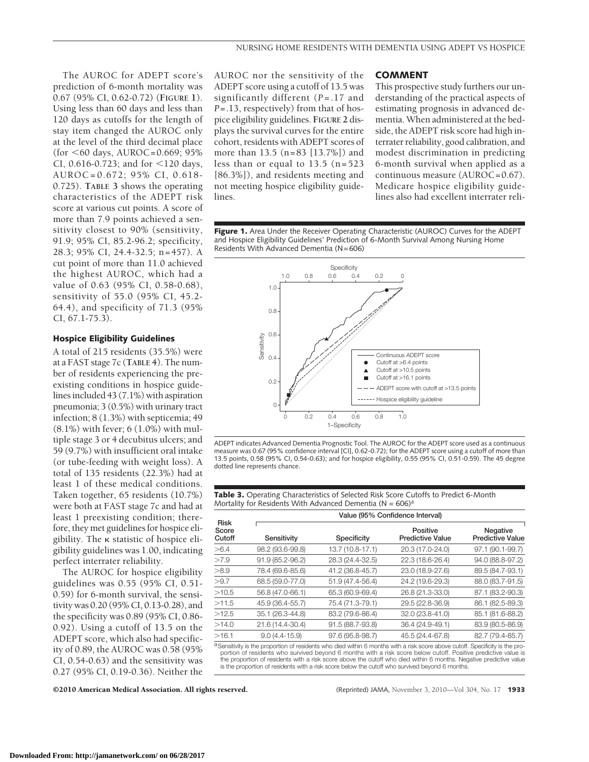The AUROC for ADEPT score's prediction of 6-month mortality was 0.67 (95% CI, 0.62-0.72) (**FIGURE 1**). Using less than 60 days and less than 120 days as cutoffs for the length of stay item changed the AUROC only at the level of the third decimal place (for <60 days, AUROC=0.669; 95% CI, 0.616-0.723; and for <120 days, AUROC=0.672; 95% CI, 0.618-0.725). **TABLE 3** shows the operating characteristics of the ADEPT risk score at various cut points. A score of more than 7.9 points achieved a sensitivity closest to 90% (sensitivity, 91.9; 95% CI, 85.2-96.2; specificity, 28.3; 95% CI, 24.4-32.5; n=457). A cut point of more than 11.0 achieved the highest AUROC, which had a value of 0.63 (95% CI, 0.58-0.68), sensitivity of 55.0 (95% CI, 45.2-64.4), and specificity of 71.3 (95% CI, 67.1-75.3).

### Hospice Eligibility Guidelines

A total of 215 residents (35.5%) were at a FAST stage 7c (**TABLE 4**). The number of residents experiencing the preexisting conditions in hospice guidelines included 43 (7.1%) with aspiration pneumonia; 3 (0.5%) with urinary tract infection; 8 (1.3%) with septicemia; 49 (8.1%) with fever; 6 (1.0%) with multiple stage 3 or 4 decubitus ulcers; and 59 (9.7%) with insufficient oral intake (or tube-feeding with weight loss). A total of 135 residents (22.3%) had at least 1 of these medical conditions. Taken together, 65 residents (10.7%) were both at FAST stage 7c and had at least 1 preexisting condition; therefore, they met guidelines for hospice eligibility. The κ statistic of hospice eligibility guidelines was 1.00, indicating perfect interrater reliability.

The AUROC for hospice eligibility guidelines was 0.55 (95% CI, 0.51-0.59) for 6-month survival, the sensitivity was 0.20 (95% CI, 0.13-0.28), and the specificity was 0.89 (95% CI, 0.86-0.92). Using a cutoff of 13.5 on the ADEPT score, which also had specificity of 0.89, the AUROC was 0.58 (95% CI, 0.54-0.63) and the sensitivity was 0.27 (95% CI, 0.19-0.36). Neither the AUROC nor the sensitivity of the ADEPT score using a cutoff of 13.5 was significantly different ($P$=.17 and $P$=.13, respectively) from that of hospice eligibility guidelines. **FIGURE 2** displays the survival curves for the entire cohort, residents with ADEPT scores of more than 13.5 (n=83 [13.7%]) and less than or equal to 13.5 (n=523 [86.3%]), and residents meeting and not meeting hospice eligibility guidelines.

## COMMENT

This prospective study furthers our understanding of the practical aspects of estimating prognosis in advanced dementia. When administered at the bedside, the ADEPT risk score had high interrater reliability, good calibration, and modest discrimination in predicting 6-month survival when applied as a continuous measure (AUROC=0.67). Medicare hospice eligibility guidelines also had excellent interrater reli-

**Figure 1.** Area Under the Receiver Operating Characteristic (AUROC) Curves for the ADEPT and Hospice Eligibility Guidelines' Prediction of 6-Month Survival Among Nursing Home Residents With Advanced Dementia (N=606)

ADEPT indicates Advanced Dementia Prognostic Tool. The AUROC for the ADEPT score used as a continuous measure was 0.67 (95% confidence interval [CI], 0.62-0.72); for the ADEPT score using a cutoff of more than 13.5 points, 0.58 (95% CI, 0.54-0.63); and for hospice eligibility, 0.55 (95% CI, 0.51-0.59). The 45 degree dotted line represents chance.

**Table 3.** Operating Characteristics of Selected Risk Score Cutoffs to Predict 6-Month Mortality for Residents With Advanced Dementia (N = 606)[a]

| Risk Score Cutoff | Value (95% Confidence Interval) | | | |
|---|---|---|---|---|
| | Sensitivity | Specificity | Positive Predictive Value | Negative Predictive Value |
| >6.4 | 98.2 (93.6-99.8) | 13.7 (10.8-17.1) | 20.3 (17.0-24.0) | 97.1 (90.1-99.7) |
| >7.9 | 91.9 (85.2-96.2) | 28.3 (24.4-32.5) | 22.3 (18.6-26.4) | 94.0 (88.8-97.2) |
| >8.9 | 78.4 (69.6-85.6) | 41.2 (36.8-45.7) | 23.0 (18.9-27.6) | 89.5 (84.7-93.1) |
| >9.7 | 68.5 (59.0-77.0) | 51.9 (47.4-56.4) | 24.2 (19.6-29.3) | 88.0 (83.7-91.5) |
| >10.5 | 56.8 (47.0-66.1) | 65.3 (60.9-69.4) | 26.8 (21.3-33.0) | 87.1 (83.2-90.3) |
| >11.5 | 45.9 (36.4-55.7) | 75.4 (71.3-79.1) | 29.5 (22.8-36.9) | 86.1 (82.5-89.3) |
| >12.5 | 35.1 (26.3-44.8) | 83.2 (79.6-86.4) | 32.0 (23.8-41.0) | 85.1 (81.6-88.2) |
| >14.0 | 21.6 (14.4-30.4) | 91.5 (88.7-93.8) | 36.4 (24.9-49.1) | 83.9 (80.5-86.9) |
| >16.1 | 9.0 (4.4-15.9) | 97.6 (95.8-98.7) | 45.5 (24.4-67.8) | 82.7 (79.4-85.7) |

[a]Sensitivity is the proportion of residents who died within 6 months with a risk score above cutoff. Specificity is the proportion of residents who survived beyond 6 months with a risk score below cutoff. Positive predictive value is the proportion of residents with a risk score above the cutoff who died within 6 months. Negative predictive value is the proportion of residents with a risk score below the cutoff who survived beyond 6 months.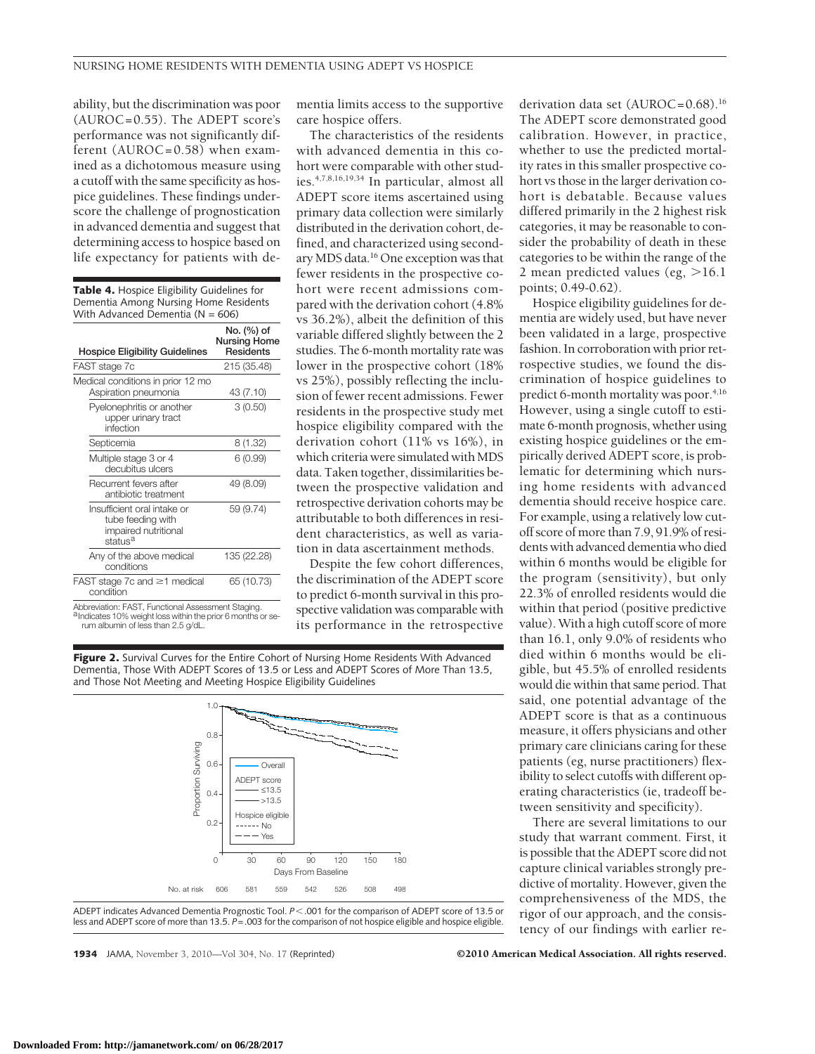ability, but the discrimination was poor (AUROC=0.55). The ADEPT score's performance was not significantly different (AUROC=0.58) when examined as a dichotomous measure using a cutoff with the same specificity as hospice guidelines. These findings underscore the challenge of prognostication in advanced dementia and suggest that determining access to hospice based on life expectancy for patients with dementia limits access to the supportive care hospice offers.

**Table 4.** Hospice Eligibility Guidelines for Dementia Among Nursing Home Residents With Advanced Dementia (N = 606)

| Hospice Eligibility Guidelines | No. (%) of Nursing Home Residents |
|---|---|
| FAST stage 7c | 215 (35.48) |
| Medical conditions in prior 12 mo | |
| Aspiration pneumonia | 43 (7.10) |
| Pyelonephritis or another upper urinary tract infection | 3 (0.50) |
| Septicemia | 8 (1.32) |
| Multiple stage 3 or 4 decubitus ulcers | 6 (0.99) |
| Recurrent fevers after antibiotic treatment | 49 (8.09) |
| Insufficient oral intake or tube feeding with impaired nutritional status[a] | 59 (9.74) |
| Any of the above medical conditions | 135 (22.28) |
| FAST stage 7c and ≥1 medical condition | 65 (10.73) |

Abbreviation: FAST, Functional Assessment Staging.
[a]Indicates 10% weight loss within the prior 6 months or serum albumin of less than 2.5 g/dL.

The characteristics of the residents with advanced dementia in this cohort were comparable with other studies.[4,7,8,16,19,34] In particular, almost all ADEPT score items ascertained using primary data collection were similarly distributed in the derivation cohort, defined, and characterized using secondary MDS data.[16] One exception was that fewer residents in the prospective cohort were recent admissions compared with the derivation cohort (4.8% vs 36.2%), albeit the definition of this variable differed slightly between the 2 studies. The 6-month mortality rate was lower in the prospective cohort (18% vs 25%), possibly reflecting the inclusion of fewer recent admissions. Fewer residents in the prospective study met hospice eligibility compared with the derivation cohort (11% vs 16%), in which criteria were simulated with MDS data. Taken together, dissimilarities between the prospective validation and retrospective derivation cohorts may be attributable to both differences in resident characteristics, as well as variation in data ascertainment methods.

Despite the few cohort differences, the discrimination of the ADEPT score to predict 6-month survival in this prospective validation was comparable with its performance in the retrospective derivation data set (AUROC=0.68).[16] The ADEPT score demonstrated good calibration. However, in practice, whether to use the predicted mortality rates in this smaller prospective cohort vs those in the larger derivation cohort is debatable. Because values differed primarily in the 2 highest risk categories, it may be reasonable to consider the probability of death in these categories to be within the range of the 2 mean predicted values (eg, >16.1 points; 0.49-0.62).

Hospice eligibility guidelines for dementia are widely used, but have never been validated in a large, prospective fashion. In corroboration with prior retrospective studies, we found the discrimination of hospice guidelines to predict 6-month mortality was poor.[4,16] However, using a single cutoff to estimate 6-month prognosis, whether using existing hospice guidelines or the empirically derived ADEPT score, is problematic for determining which nursing home residents with advanced dementia should receive hospice care. For example, using a relatively low cutoff score of more than 7.9, 91.9% of residents with advanced dementia who died within 6 months would be eligible for the program (sensitivity), but only 22.3% of enrolled residents would die within that period (positive predictive value). With a high cutoff score of more than 16.1, only 9.0% of residents who died within 6 months would be eligible, but 45.5% of enrolled residents would die within that same period. That said, one potential advantage of the ADEPT score is that as a continuous measure, it offers physicians and other primary care clinicians caring for these patients (eg, nurse practitioners) flexibility to select cutoffs with different operating characteristics (ie, tradeoff between sensitivity and specificity).

There are several limitations to our study that warrant comment. First, it is possible that the ADEPT score did not capture clinical variables strongly predictive of mortality. However, given the comprehensiveness of the MDS, the rigor of our approach, and the consistency of our findings with earlier re-

**Figure 2.** Survival Curves for the Entire Cohort of Nursing Home Residents With Advanced Dementia, Those With ADEPT Scores of 13.5 or Less and ADEPT Scores of More Than 13.5, and Those Not Meeting and Meeting Hospice Eligibility Guidelines

ADEPT indicates Advanced Dementia Prognostic Tool. $P<.001$ for the comparison of ADEPT score of 13.5 or less and ADEPT score of more than 13.5. $P=.003$ for the comparison of not hospice eligible and hospice eligible.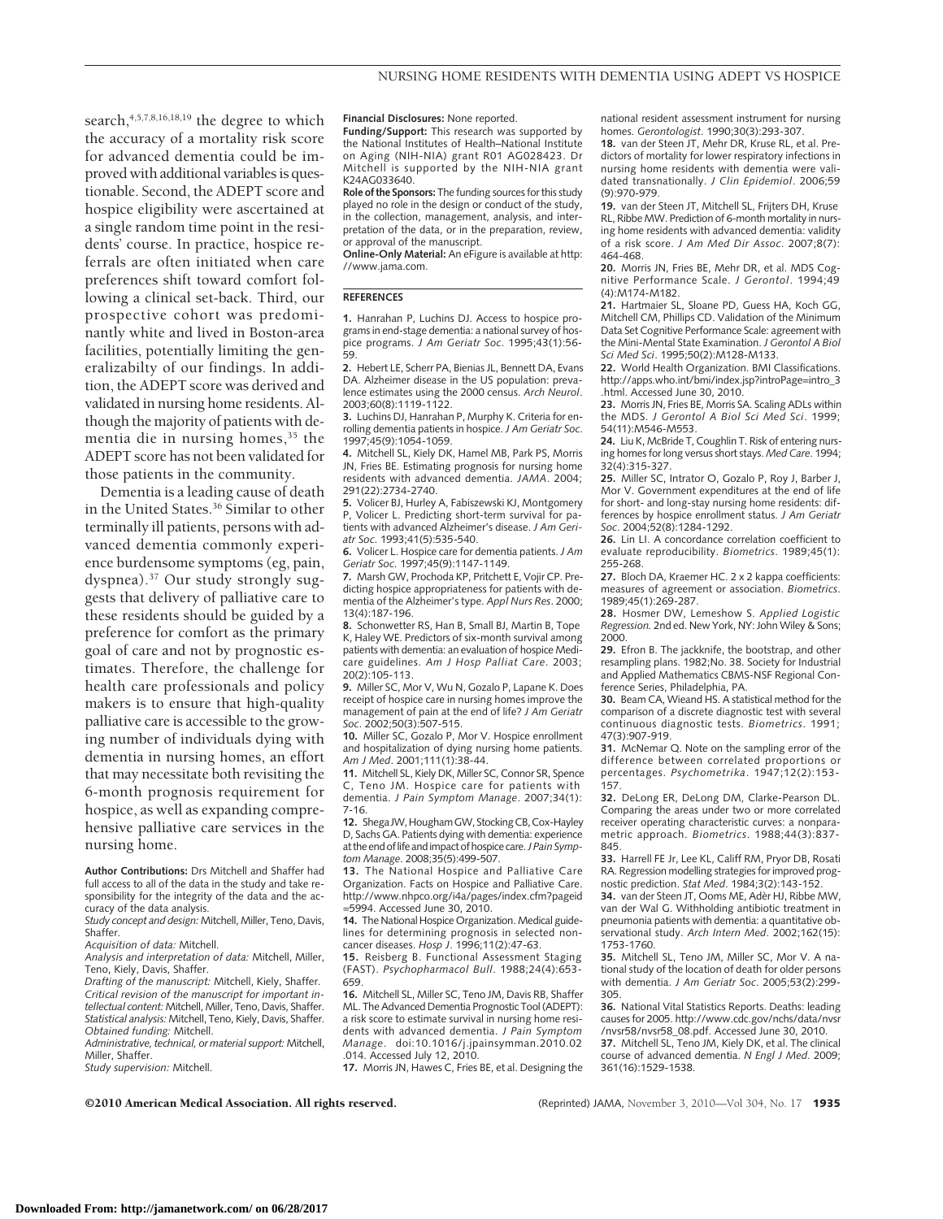search,[4,5,7,8,16,18,19] the degree to which the accuracy of a mortality risk score for advanced dementia could be improved with additional variables is questionable. Second, the ADEPT score and hospice eligibility were ascertained at a single random time point in the residents' course. In practice, hospice referrals are often initiated when care preferences shift toward comfort following a clinical set-back. Third, our prospective cohort was predominantly white and lived in Boston-area facilities, potentially limiting the generalizabilty of our findings. In addition, the ADEPT score was derived and validated in nursing home residents. Although the majority of patients with dementia die in nursing homes,[35] the ADEPT score has not been validated for those patients in the community.

Dementia is a leading cause of death in the United States.[36] Similar to other terminally ill patients, persons with advanced dementia commonly experience burdensome symptoms (eg, pain, dyspnea).[37] Our study strongly suggests that delivery of palliative care to these residents should be guided by a preference for comfort as the primary goal of care and not by prognostic estimates. Therefore, the challenge for health care professionals and policy makers is to ensure that high-quality palliative care is accessible to the growing number of individuals dying with dementia in nursing homes, an effort that may necessitate both revisiting the 6-month prognosis requirement for hospice, as well as expanding comprehensive palliative care services in the nursing home.

**Author Contributions:** Drs Mitchell and Shaffer had full access to all of the data in the study and take responsibility for the integrity of the data and the accuracy of the data analysis.

*Study concept and design:* Mitchell, Miller, Teno, Davis, Shaffer.

*Acquisition of data:* Mitchell.

*Analysis and interpretation of data:* Mitchell, Miller, Teno, Kiely, Davis, Shaffer.

*Drafting of the manuscript:* Mitchell, Kiely, Shaffer.

*Critical revision of the manuscript for important intellectual content:* Mitchell, Miller, Teno, Davis, Shaffer.

*Statistical analysis:* Mitchell, Teno, Kiely, Davis, Shaffer.

*Obtained funding:* Mitchell.

*Administrative, technical, or material support:* Mitchell, Miller, Shaffer.

*Study supervision:* Mitchell.

**Financial Disclosures:** None reported.

**Funding/Support:** This research was supported by the National Institutes of Health–National Institute on Aging (NIH-NIA) grant R01 AG028423. Dr Mitchell is supported by the NIH-NIA grant K24AG033640.

**Role of the Sponsors:** The funding sources for this study played no role in the design or conduct of the study, in the collection, management, analysis, and interpretation of the data, or in the preparation, review, or approval of the manuscript.

**Online-Only Material:** An eFigure is available at http://www.jama.com.

## REFERENCES

1. Hanrahan P, Luchins DJ. Access to hospice programs in end-stage dementia: a national survey of hospice programs. *J Am Geriatr Soc*. 1995;43(1):56-59.
2. Hebert LE, Scherr PA, Bienias JL, Bennett DA, Evans DA. Alzheimer disease in the US population: prevalence estimates using the 2000 census. *Arch Neurol*. 2003;60(8):1119-1122.
3. Luchins DJ, Hanrahan P, Murphy K. Criteria for enrolling dementia patients in hospice. *J Am Geriatr Soc*. 1997;45(9):1054-1059.
4. Mitchell SL, Kiely DK, Hamel MB, Park PS, Morris JN, Fries BE. Estimating prognosis for nursing home residents with advanced dementia. *JAMA*. 2004;291(22):2734-2740.
5. Volicer BJ, Hurley A, Fabiszewski KJ, Montgomery P, Volicer L. Predicting short-term survival for patients with advanced Alzheimer's disease. *J Am Geriatr Soc*. 1993;41(5):535-540.
6. Volicer L. Hospice care for dementia patients. *J Am Geriatr Soc*. 1997;45(9):1147-1149.
7. Marsh GW, Prochoda KP, Pritchett E, Vojir CP. Predicting hospice appropriateness for patients with dementia of the Alzheimer's type. *Appl Nurs Res*. 2000;13(4):187-196.
8. Schonwetter RS, Han B, Small BJ, Martin B, Tope K, Haley WE. Predictors of six-month survival among patients with dementia: an evaluation of hospice Medicare guidelines. *Am J Hosp Palliat Care*. 2003;20(2):105-113.
9. Miller SC, Mor V, Wu N, Gozalo P, Lapane K. Does receipt of hospice care in nursing homes improve the management of pain at the end of life? *J Am Geriatr Soc*. 2002;50(3):507-515.
10. Miller SC, Gozalo P, Mor V. Hospice enrollment and hospitalization of dying nursing home patients. *Am J Med*. 2001;111(1):38-44.
11. Mitchell SL, Kiely DK, Miller SC, Connor SR, Spence C, Teno JM. Hospice care for patients with dementia. *J Pain Symptom Manage*. 2007;34(1):7-16.
12. Shega JW, Hougham GW, Stocking CB, Cox-Hayley D, Sachs GA. Patients dying with dementia: experience at the end of life and impact of hospice care. *J Pain Symptom Manage*. 2008;35(5):499-507.
13. The National Hospice and Palliative Care Organization. Facts on Hospice and Palliative Care. http://www.nhpco.org/i4a/pages/index.cfm?pageid=5994. Accessed June 30, 2010.
14. The National Hospice Organization. Medical guidelines for determining prognosis in selected noncancer diseases. *Hosp J*. 1996;11(2):47-63.
15. Reisberg B. Functional Assessment Staging (FAST). *Psychopharmacol Bull*. 1988;24(4):653-659.
16. Mitchell SL, Miller SC, Teno JM, Davis RB, Shaffer ML. The Advanced Dementia Prognostic Tool (ADEPT): a risk score to estimate survival in nursing home residents with advanced dementia. *J Pain Symptom Manage*. doi:10.1016/j.jpainsymman.2010.02.014. Accessed July 12, 2010.
17. Morris JN, Hawes C, Fries BE, et al. Designing the national resident assessment instrument for nursing homes. *Gerontologist*. 1990;30(3):293-307.
18. van der Steen JT, Mehr DR, Kruse RL, et al. Predictors of mortality for lower respiratory infections in nursing home residents with dementia were validated transnationally. *J Clin Epidemiol*. 2006;59(9):970-979.
19. van der Steen JT, Mitchell SL, Frijters DH, Kruse RL, Ribbe MW. Prediction of 6-month mortality in nursing home residents with advanced dementia: validity of a risk score. *J Am Med Dir Assoc*. 2007;8(7):464-468.
20. Morris JN, Fries BE, Mehr DR, et al. MDS Cognitive Performance Scale. *J Gerontol*. 1994;49(4):M174-M182.
21. Hartmaier SL, Sloane PD, Guess HA, Koch GG, Mitchell CM, Phillips CD. Validation of the Minimum Data Set Cognitive Performance Scale: agreement with the Mini-Mental State Examination. *J Gerontol A Biol Sci Med Sci*. 1995;50(2):M128-M133.
22. World Health Organization. BMI Classifications. http://apps.who.int/bmi/index.jsp?introPage=intro_3.html. Accessed June 30, 2010.
23. Morris JN, Fries BE, Morris SA. Scaling ADLs within the MDS. *J Gerontol A Biol Sci Med Sci*. 1999;54(11):M546-M553.
24. Liu K, McBride T, Coughlin T. Risk of entering nursing homes for long versus short stays. *Med Care*. 1994;32(4):315-327.
25. Miller SC, Intrator O, Gozalo P, Roy J, Barber J, Mor V. Government expenditures at the end of life for short- and long-stay nursing home residents: differences by hospice enrollment status. *J Am Geriatr Soc*. 2004;52(8):1284-1292.
26. Lin LI. A concordance correlation coefficient to evaluate reproducibility. *Biometrics*. 1989;45(1):255-268.
27. Bloch DA, Kraemer HC. 2 x 2 kappa coefficients: measures of agreement or association. *Biometrics*. 1989;45(1):269-287.
28. Hosmer DW, Lemeshow S. *Applied Logistic Regression*. 2nd ed. New York, NY: John Wiley & Sons; 2000.
29. Efron B. The jackknife, the bootstrap, and other resampling plans. 1982;No. 38. Society for Industrial and Applied Mathematics CBMS-NSF Regional Conference Series, Philadelphia, PA.
30. Beam CA, Wieand HS. A statistical method for the comparison of a discrete diagnostic test with several continuous diagnostic tests. *Biometrics*. 1991;47(3):907-919.
31. McNemar Q. Note on the sampling error of the difference between correlated proportions or percentages. *Psychometrika*. 1947;12(2):153-157.
32. DeLong ER, DeLong DM, Clarke-Pearson DL. Comparing the areas under two or more correlated receiver operating characteristic curves: a nonparametric approach. *Biometrics*. 1988;44(3):837-845.
33. Harrell FE Jr, Lee KL, Califf RM, Pryor DB, Rosati RA. Regression modelling strategies for improved prognostic prediction. *Stat Med*. 1984;3(2):143-152.
34. van der Steen JT, Ooms ME, Adèr HJ, Ribbe MW, van der Wal G. Withholding antibiotic treatment in pneumonia patients with dementia: a quantitative observational study. *Arch Intern Med*. 2002;162(15):1753-1760.
35. Mitchell SL, Teno JM, Miller SC, Mor V. A national study of the location of death for older persons with dementia. *J Am Geriatr Soc*. 2005;53(2):299-305.
36. National Vital Statistics Reports. Deaths: leading causes for 2005. http://www.cdc.gov/nchs/data/nvsr/nvsr58/nvsr58_08.pdf. Accessed June 30, 2010.
37. Mitchell SL, Teno JM, Kiely DK, et al. The clinical course of advanced dementia. *N Engl J Med*. 2009;361(16):1529-1538.